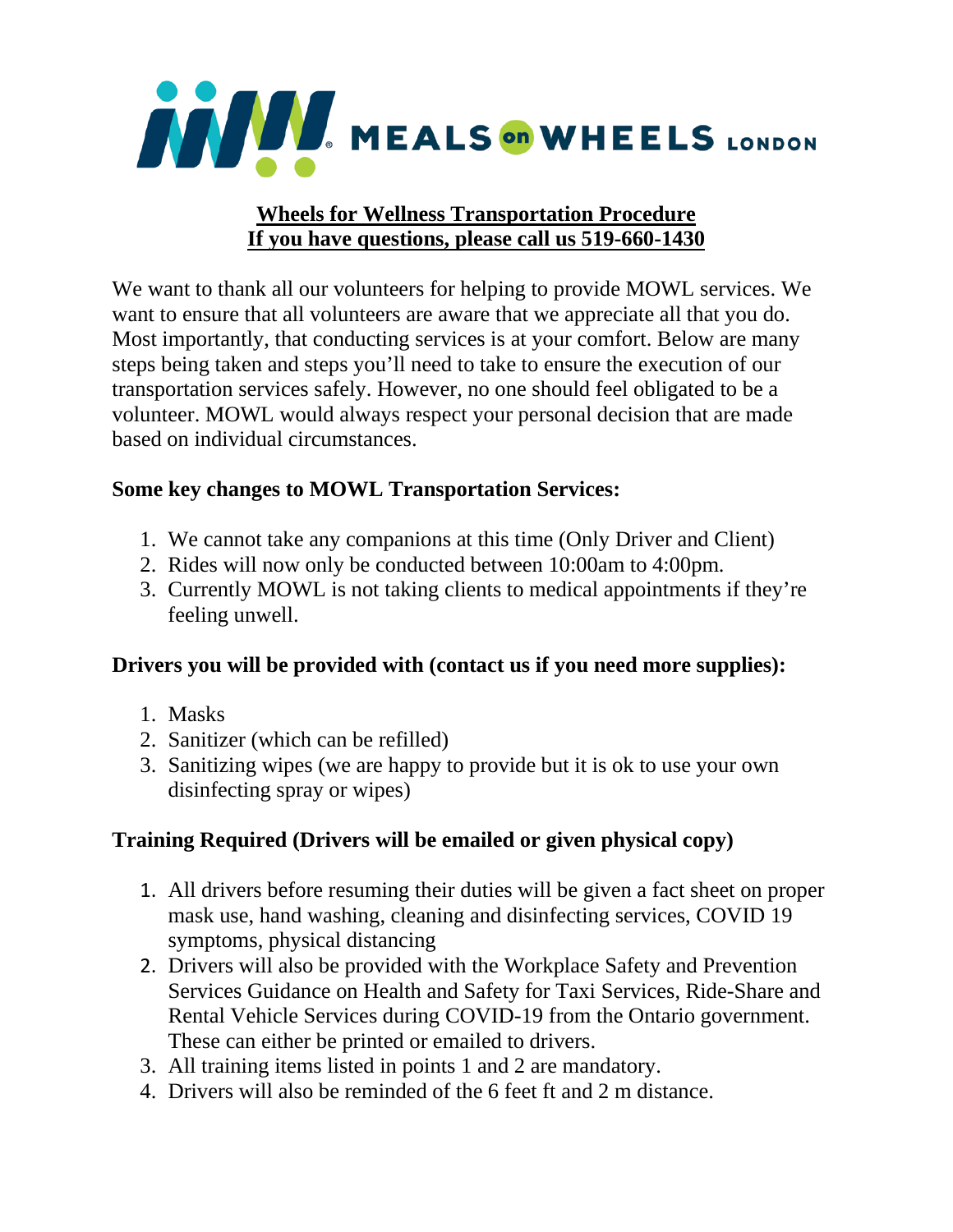MEALS on WHEELS LONDON

**Wheels for Wellness Transportation Procedure**
**If you have questions, please call us 519-660-1430**

We want to thank all our volunteers for helping to provide MOWL services. We want to ensure that all volunteers are aware that we appreciate all that you do. Most importantly, that conducting services is at your comfort. Below are many steps being taken and steps you'll need to take to ensure the execution of our transportation services safely. However, no one should feel obligated to be a volunteer. MOWL would always respect your personal decision that are made based on individual circumstances.

**Some key changes to MOWL Transportation Services:**

1. We cannot take any companions at this time (Only Driver and Client)
2. Rides will now only be conducted between 10:00am to 4:00pm.
3. Currently MOWL is not taking clients to medical appointments if they're feeling unwell.

**Drivers you will be provided with (contact us if you need more supplies):**

1. Masks
2. Sanitizer (which can be refilled)
3. Sanitizing wipes (we are happy to provide but it is ok to use your own disinfecting spray or wipes)

**Training Required (Drivers will be emailed or given physical copy)**

1. All drivers before resuming their duties will be given a fact sheet on proper mask use, hand washing, cleaning and disinfecting services, COVID 19 symptoms, physical distancing
2. Drivers will also be provided with the Workplace Safety and Prevention Services Guidance on Health and Safety for Taxi Services, Ride-Share and Rental Vehicle Services during COVID-19 from the Ontario government. These can either be printed or emailed to drivers.
3. All training items listed in points 1 and 2 are mandatory.
4. Drivers will also be reminded of the 6 feet ft and 2 m distance.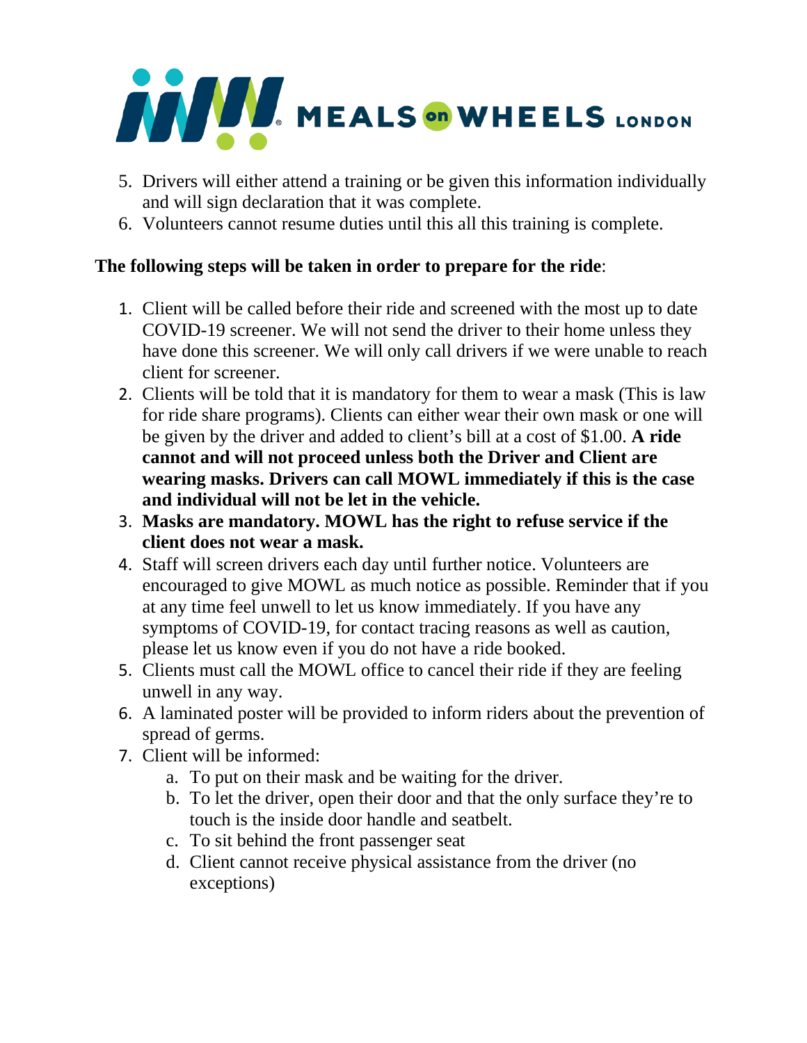5. Drivers will either attend a training or be given this information individually and will sign declaration that it was complete.
6. Volunteers cannot resume duties until this all this training is complete.

**The following steps will be taken in order to prepare for the ride**:

1. Client will be called before their ride and screened with the most up to date COVID-19 screener. We will not send the driver to their home unless they have done this screener. We will only call drivers if we were unable to reach client for screener.
2. Clients will be told that it is mandatory for them to wear a mask (This is law for ride share programs). Clients can either wear their own mask or one will be given by the driver and added to client's bill at a cost of $1.00. **A ride cannot and will not proceed unless both the Driver and Client are wearing masks. Drivers can call MOWL immediately if this is the case and individual will not be let in the vehicle.**
3. **Masks are mandatory. MOWL has the right to refuse service if the client does not wear a mask.**
4. Staff will screen drivers each day until further notice. Volunteers are encouraged to give MOWL as much notice as possible. Reminder that if you at any time feel unwell to let us know immediately. If you have any symptoms of COVID-19, for contact tracing reasons as well as caution, please let us know even if you do not have a ride booked.
5. Clients must call the MOWL office to cancel their ride if they are feeling unwell in any way.
6. A laminated poster will be provided to inform riders about the prevention of spread of germs.
7. Client will be informed:
   a. To put on their mask and be waiting for the driver.
   b. To let the driver, open their door and that the only surface they're to touch is the inside door handle and seatbelt.
   c. To sit behind the front passenger seat
   d. Client cannot receive physical assistance from the driver (no exceptions)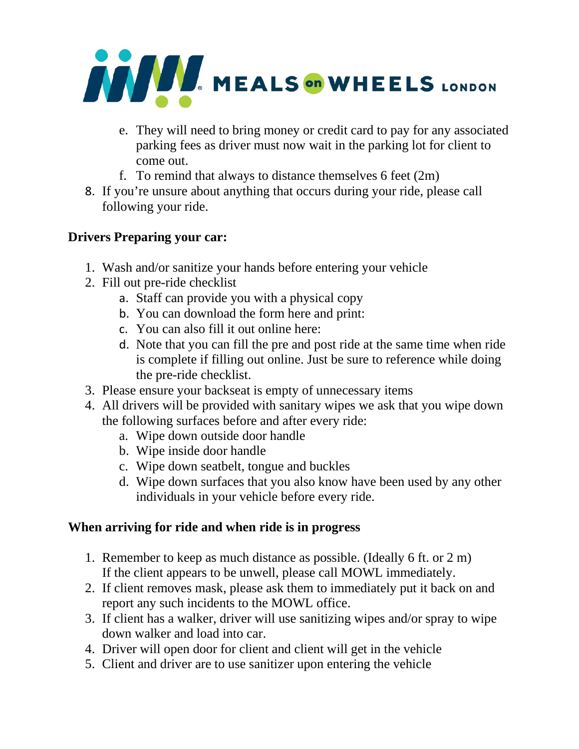e. They will need to bring money or credit card to pay for any associated parking fees as driver must now wait in the parking lot for client to come out.
   f. To remind that always to distance themselves 6 feet (2m)
8. If you're unsure about anything that occurs during your ride, please call following your ride.

**Drivers Preparing your car:**

1. Wash and/or sanitize your hands before entering your vehicle
2. Fill out pre-ride checklist
   a. Staff can provide you with a physical copy
   b. You can download the form here and print:
   c. You can also fill it out online here:
   d. Note that you can fill the pre and post ride at the same time when ride is complete if filling out online. Just be sure to reference while doing the pre-ride checklist.
3. Please ensure your backseat is empty of unnecessary items
4. All drivers will be provided with sanitary wipes we ask that you wipe down the following surfaces before and after every ride:
   a. Wipe down outside door handle
   b. Wipe inside door handle
   c. Wipe down seatbelt, tongue and buckles
   d. Wipe down surfaces that you also know have been used by any other individuals in your vehicle before every ride.

**When arriving for ride and when ride is in progress**

1. Remember to keep as much distance as possible. (Ideally 6 ft. or 2 m) If the client appears to be unwell, please call MOWL immediately.
2. If client removes mask, please ask them to immediately put it back on and report any such incidents to the MOWL office.
3. If client has a walker, driver will use sanitizing wipes and/or spray to wipe down walker and load into car.
4. Driver will open door for client and client will get in the vehicle
5. Client and driver are to use sanitizer upon entering the vehicle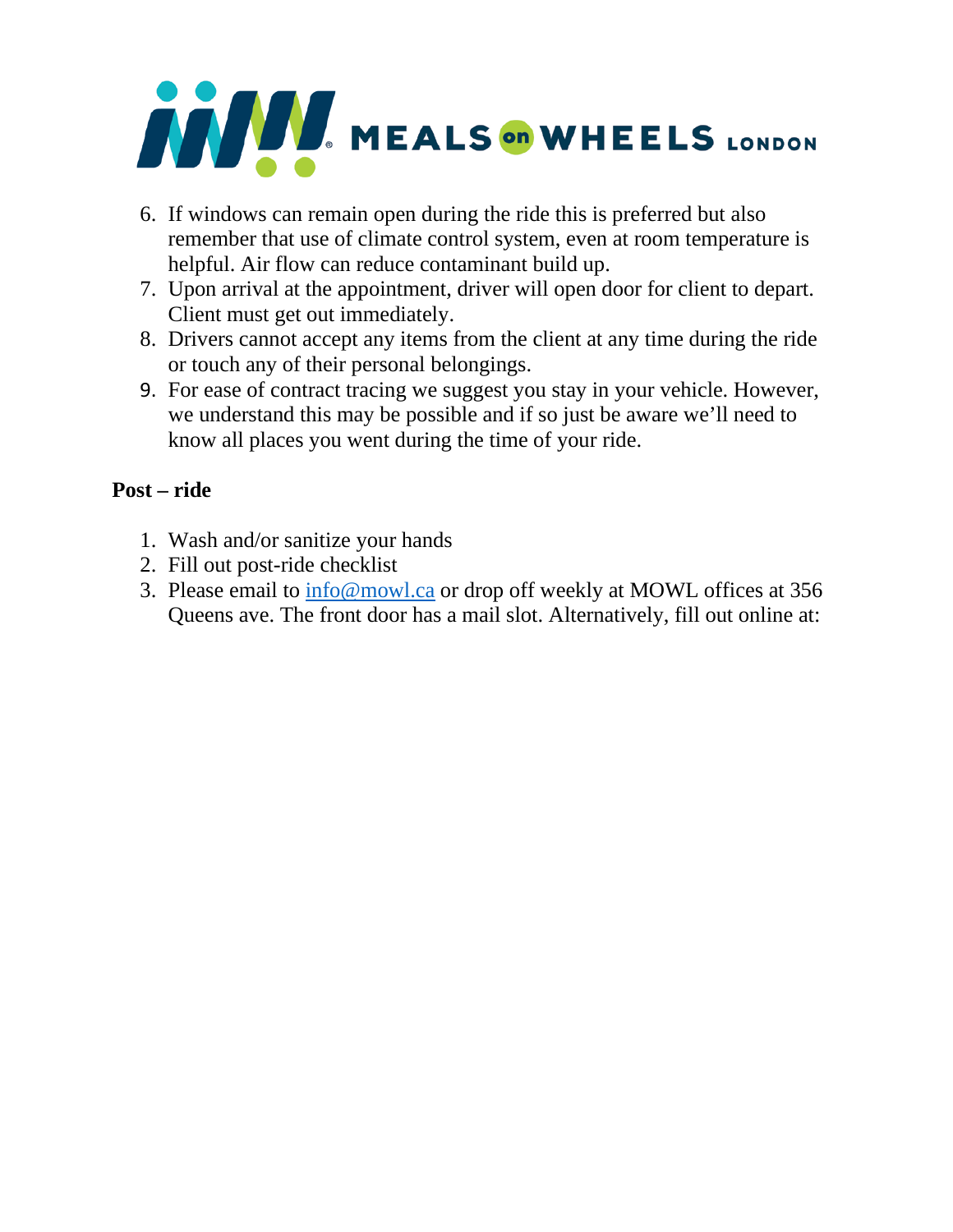6. If windows can remain open during the ride this is preferred but also remember that use of climate control system, even at room temperature is helpful. Air flow can reduce contaminant build up.
7. Upon arrival at the appointment, driver will open door for client to depart. Client must get out immediately.
8. Drivers cannot accept any items from the client at any time during the ride or touch any of their personal belongings.
9. For ease of contract tracing we suggest you stay in your vehicle. However, we understand this may be possible and if so just be aware we'll need to know all places you went during the time of your ride.

**Post – ride**

1. Wash and/or sanitize your hands
2. Fill out post-ride checklist
3. Please email to info@mowl.ca or drop off weekly at MOWL offices at 356 Queens ave. The front door has a mail slot. Alternatively, fill out online at: